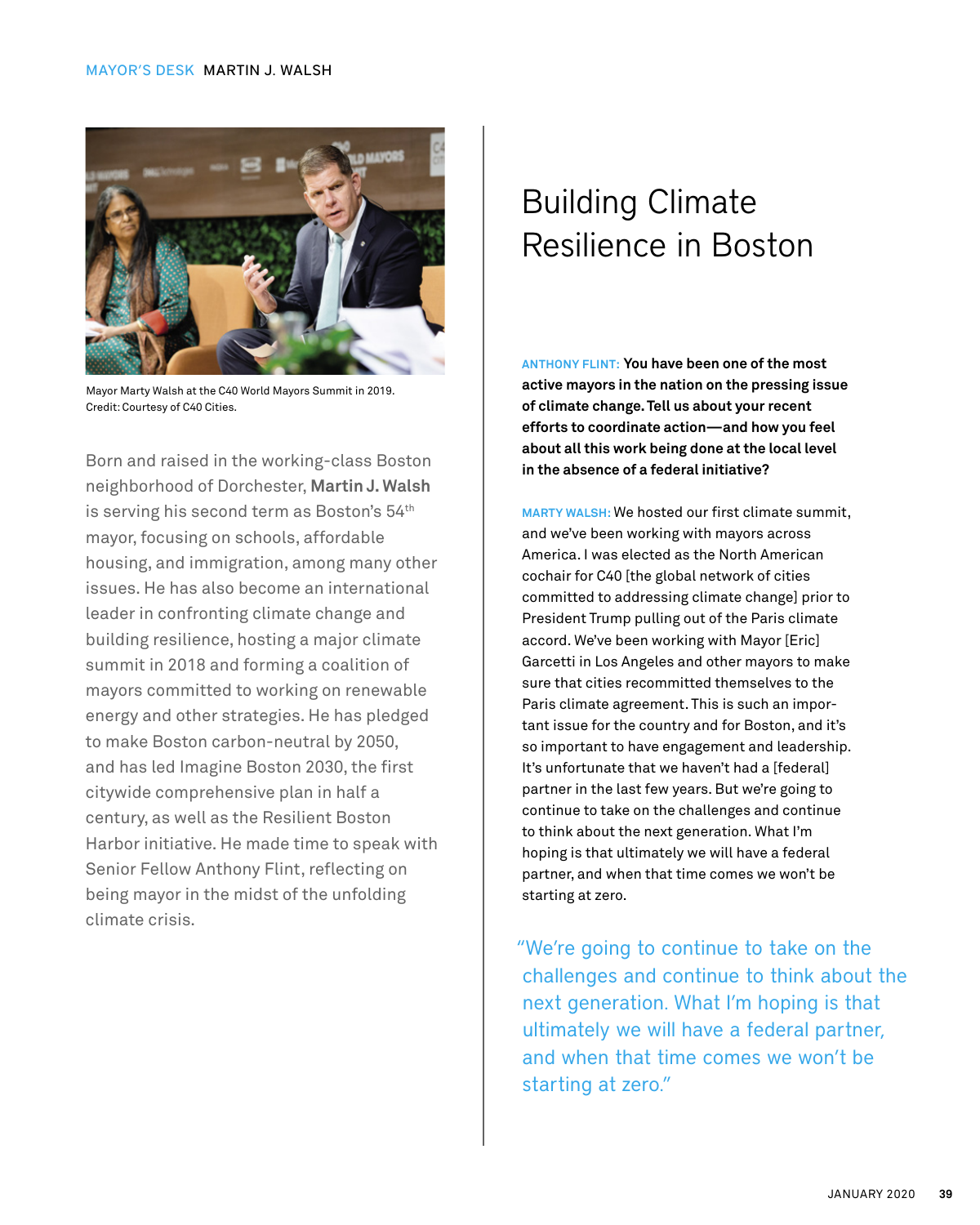MAYOR'S DESK MARTIN J. WALSH

Mayor Marty Walsh at the C40 World Mayors Summit in 2019. Credit: Courtesy of C40 Cities.

Born and raised in the working-class Boston neighborhood of Dorchester, **Martin J. Walsh** is serving his second term as Boston's 54th mayor, focusing on schools, affordable housing, and immigration, among many other issues. He has also become an international leader in confronting climate change and building resilience, hosting a major climate summit in 2018 and forming a coalition of mayors committed to working on renewable energy and other strategies. He has pledged to make Boston carbon-neutral by 2050, and has led Imagine Boston 2030, the first citywide comprehensive plan in half a century, as well as the Resilient Boston Harbor initiative. He made time to speak with Senior Fellow Anthony Flint, reflecting on being mayor in the midst of the unfolding climate crisis.

# Building Climate Resilience in Boston

ANTHONY FLINT: **You have been one of the most active mayors in the nation on the pressing issue of climate change. Tell us about your recent efforts to coordinate action—and how you feel about all this work being done at the local level in the absence of a federal initiative?**

MARTY WALSH: We hosted our first climate summit, and we've been working with mayors across America. I was elected as the North American cochair for C40 [the global network of cities committed to addressing climate change] prior to President Trump pulling out of the Paris climate accord. We've been working with Mayor [Eric] Garcetti in Los Angeles and other mayors to make sure that cities recommitted themselves to the Paris climate agreement. This is such an important issue for the country and for Boston, and it's so important to have engagement and leadership. It's unfortunate that we haven't had a [federal] partner in the last few years. But we're going to continue to take on the challenges and continue to think about the next generation. What I'm hoping is that ultimately we will have a federal partner, and when that time comes we won't be starting at zero.

> "We're going to continue to take on the challenges and continue to think about the next generation. What I'm hoping is that ultimately we will have a federal partner, and when that time comes we won't be starting at zero."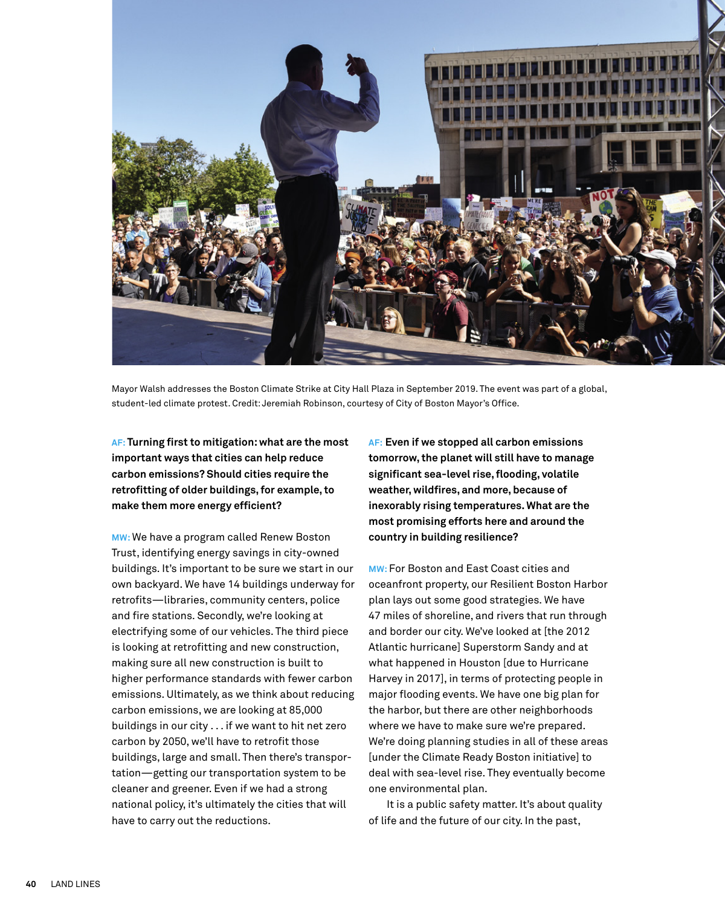Mayor Walsh addresses the Boston Climate Strike at City Hall Plaza in September 2019. The event was part of a global, student-led climate protest. Credit: Jeremiah Robinson, courtesy of City of Boston Mayor's Office.

**AF: Turning first to mitigation: what are the most important ways that cities can help reduce carbon emissions? Should cities require the retrofitting of older buildings, for example, to make them more energy efficient?**

**MW:** We have a program called Renew Boston Trust, identifying energy savings in city-owned buildings. It's important to be sure we start in our own backyard. We have 14 buildings underway for retrofits—libraries, community centers, police and fire stations. Secondly, we're looking at electrifying some of our vehicles. The third piece is looking at retrofitting and new construction, making sure all new construction is built to higher performance standards with fewer carbon emissions. Ultimately, as we think about reducing carbon emissions, we are looking at 85,000 buildings in our city . . . if we want to hit net zero carbon by 2050, we'll have to retrofit those buildings, large and small. Then there's transportation—getting our transportation system to be cleaner and greener. Even if we had a strong national policy, it's ultimately the cities that will have to carry out the reductions.

**AF: Even if we stopped all carbon emissions tomorrow, the planet will still have to manage significant sea-level rise, flooding, volatile weather, wildfires, and more, because of inexorably rising temperatures. What are the most promising efforts here and around the country in building resilience?**

**MW:** For Boston and East Coast cities and oceanfront property, our Resilient Boston Harbor plan lays out some good strategies. We have 47 miles of shoreline, and rivers that run through and border our city. We've looked at [the 2012 Atlantic hurricane] Superstorm Sandy and at what happened in Houston [due to Hurricane Harvey in 2017], in terms of protecting people in major flooding events. We have one big plan for the harbor, but there are other neighborhoods where we have to make sure we're prepared. We're doing planning studies in all of these areas [under the Climate Ready Boston initiative] to deal with sea-level rise. They eventually become one environmental plan.

It is a public safety matter. It's about quality of life and the future of our city. In the past,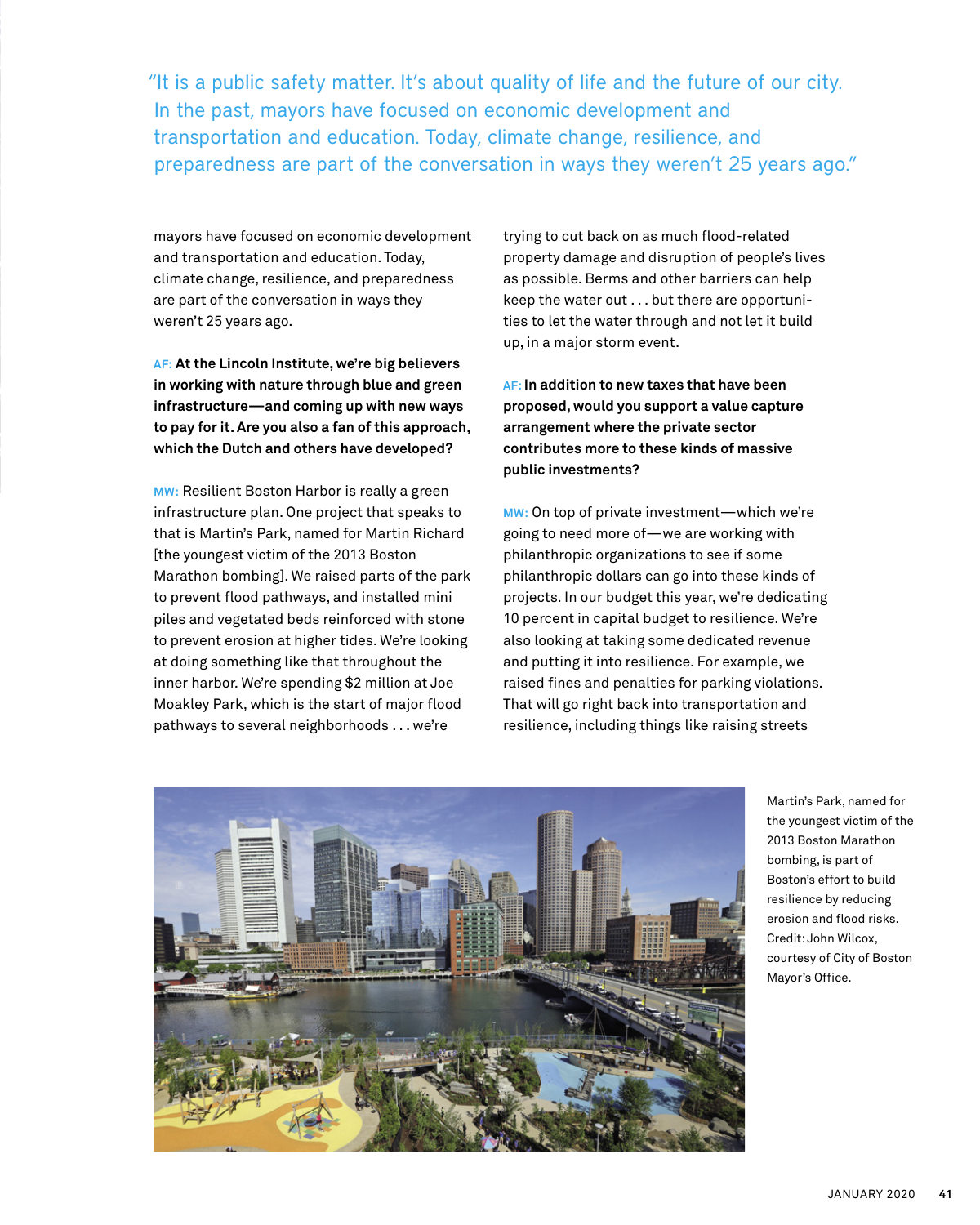"It is a public safety matter. It's about quality of life and the future of our city. In the past, mayors have focused on economic development and transportation and education. Today, climate change, resilience, and preparedness are part of the conversation in ways they weren't 25 years ago."

mayors have focused on economic development and transportation and education. Today, climate change, resilience, and preparedness are part of the conversation in ways they weren't 25 years ago.

**AF: At the Lincoln Institute, we're big believers in working with nature through blue and green infrastructure—and coming up with new ways to pay for it. Are you also a fan of this approach, which the Dutch and others have developed?**

**MW:** Resilient Boston Harbor is really a green infrastructure plan. One project that speaks to that is Martin's Park, named for Martin Richard [the youngest victim of the 2013 Boston Marathon bombing]. We raised parts of the park to prevent flood pathways, and installed mini piles and vegetated beds reinforced with stone to prevent erosion at higher tides. We're looking at doing something like that throughout the inner harbor. We're spending $2 million at Joe Moakley Park, which is the start of major flood pathways to several neighborhoods . . . we're trying to cut back on as much flood-related property damage and disruption of people's lives as possible. Berms and other barriers can help keep the water out . . . but there are opportunities to let the water through and not let it build up, in a major storm event.

**AF: In addition to new taxes that have been proposed, would you support a value capture arrangement where the private sector contributes more to these kinds of massive public investments?**

**MW:** On top of private investment—which we're going to need more of—we are working with philanthropic organizations to see if some philanthropic dollars can go into these kinds of projects. In our budget this year, we're dedicating 10 percent in capital budget to resilience. We're also looking at taking some dedicated revenue and putting it into resilience. For example, we raised fines and penalties for parking violations. That will go right back into transportation and resilience, including things like raising streets

Martin's Park, named for the youngest victim of the 2013 Boston Marathon bombing, is part of Boston's effort to build resilience by reducing erosion and flood risks. Credit: John Wilcox, courtesy of City of Boston Mayor's Office.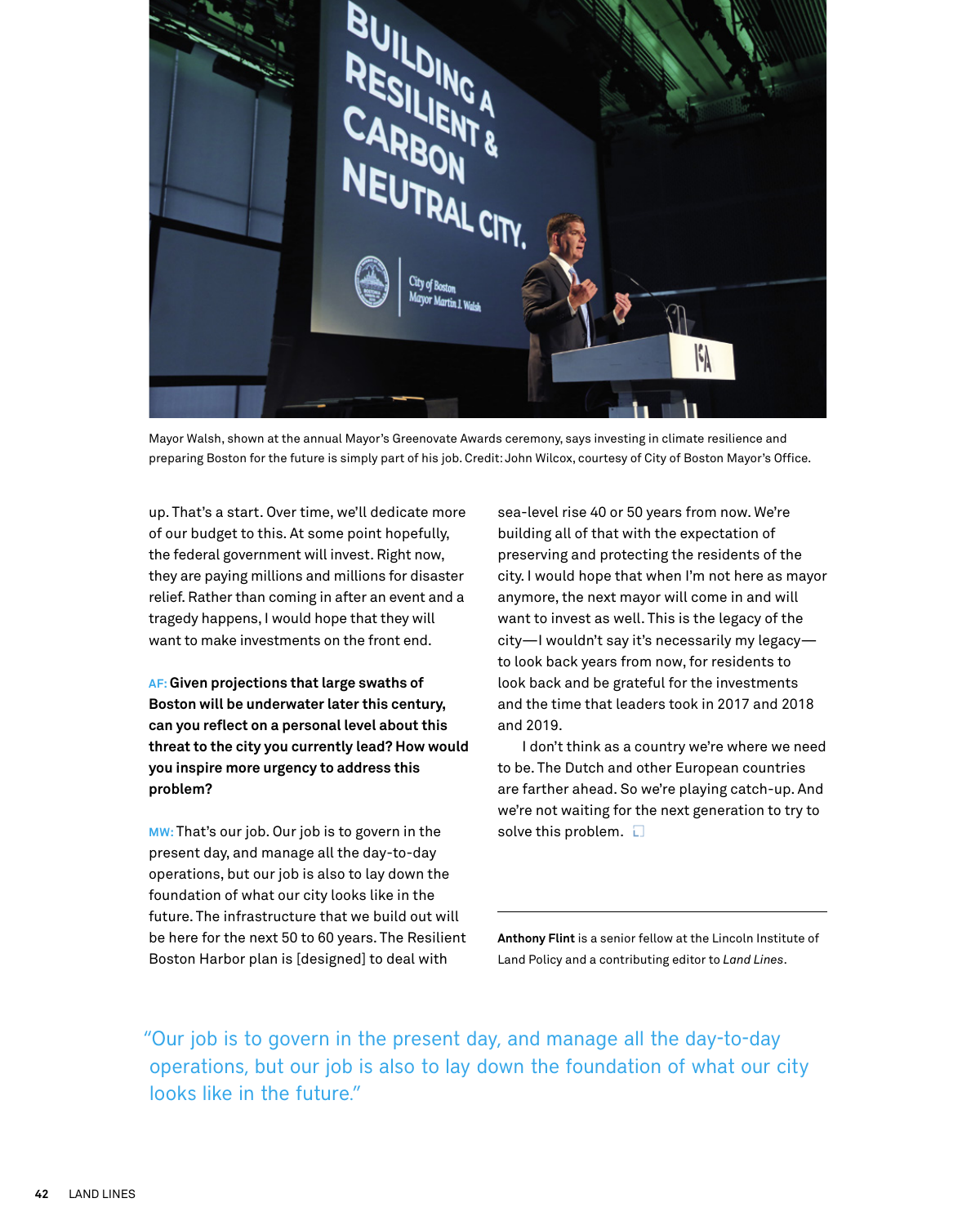Mayor Walsh, shown at the annual Mayor's Greenovate Awards ceremony, says investing in climate resilience and preparing Boston for the future is simply part of his job. Credit: John Wilcox, courtesy of City of Boston Mayor's Office.

up. That's a start. Over time, we'll dedicate more of our budget to this. At some point hopefully, the federal government will invest. Right now, they are paying millions and millions for disaster relief. Rather than coming in after an event and a tragedy happens, I would hope that they will want to make investments on the front end.

**AF: Given projections that large swaths of Boston will be underwater later this century, can you reflect on a personal level about this threat to the city you currently lead? How would you inspire more urgency to address this problem?**

**MW:** That's our job. Our job is to govern in the present day, and manage all the day-to-day operations, but our job is also to lay down the foundation of what our city looks like in the future. The infrastructure that we build out will be here for the next 50 to 60 years. The Resilient Boston Harbor plan is [designed] to deal with sea-level rise 40 or 50 years from now. We're building all of that with the expectation of preserving and protecting the residents of the city. I would hope that when I'm not here as mayor anymore, the next mayor will come in and will want to invest as well. This is the legacy of the city—I wouldn't say it's necessarily my legacy—to look back years from now, for residents to look back and be grateful for the investments and the time that leaders took in 2017 and 2018 and 2019.

I don't think as a country we're where we need to be. The Dutch and other European countries are farther ahead. So we're playing catch-up. And we're not waiting for the next generation to try to solve this problem.

---

**Anthony Flint** is a senior fellow at the Lincoln Institute of Land Policy and a contributing editor to *Land Lines*.

"Our job is to govern in the present day, and manage all the day-to-day operations, but our job is also to lay down the foundation of what our city looks like in the future."